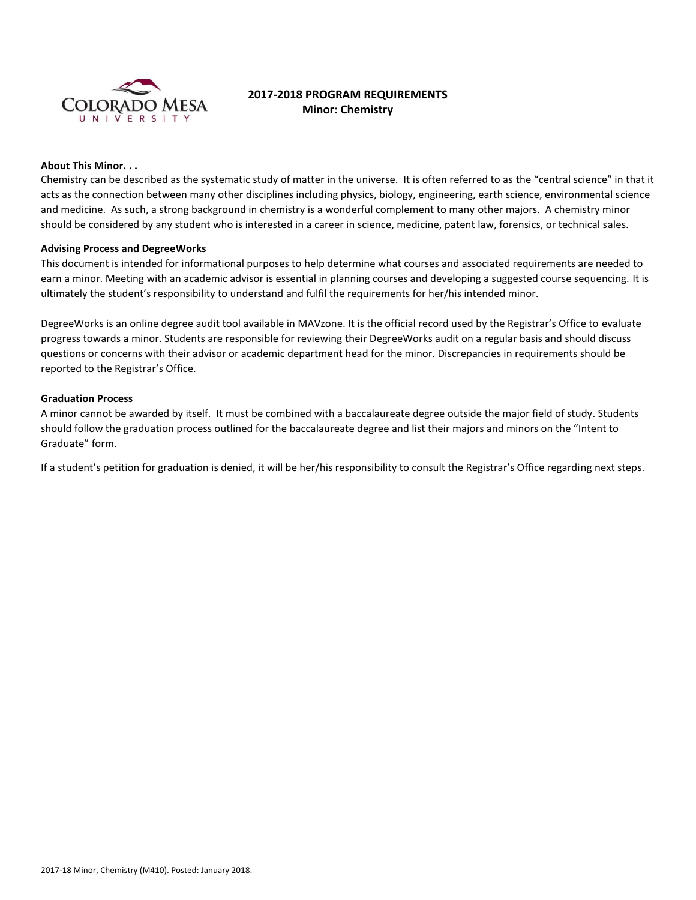# 2017-2018 PROGRAM REQUIREMENTS
## Minor: Chemistry

**About This Minor. . .**

Chemistry can be described as the systematic study of matter in the universe. It is often referred to as the "central science" in that it acts as the connection between many other disciplines including physics, biology, engineering, earth science, environmental science and medicine. As such, a strong background in chemistry is a wonderful complement to many other majors. A chemistry minor should be considered by any student who is interested in a career in science, medicine, patent law, forensics, or technical sales.

**Advising Process and DegreeWorks**

This document is intended for informational purposes to help determine what courses and associated requirements are needed to earn a minor. Meeting with an academic advisor is essential in planning courses and developing a suggested course sequencing. It is ultimately the student's responsibility to understand and fulfil the requirements for her/his intended minor.

DegreeWorks is an online degree audit tool available in MAVzone. It is the official record used by the Registrar's Office to evaluate progress towards a minor. Students are responsible for reviewing their DegreeWorks audit on a regular basis and should discuss questions or concerns with their advisor or academic department head for the minor. Discrepancies in requirements should be reported to the Registrar's Office.

**Graduation Process**

A minor cannot be awarded by itself. It must be combined with a baccalaureate degree outside the major field of study. Students should follow the graduation process outlined for the baccalaureate degree and list their majors and minors on the "Intent to Graduate" form.

If a student's petition for graduation is denied, it will be her/his responsibility to consult the Registrar's Office regarding next steps.

2017-18 Minor, Chemistry (M410). Posted: January 2018.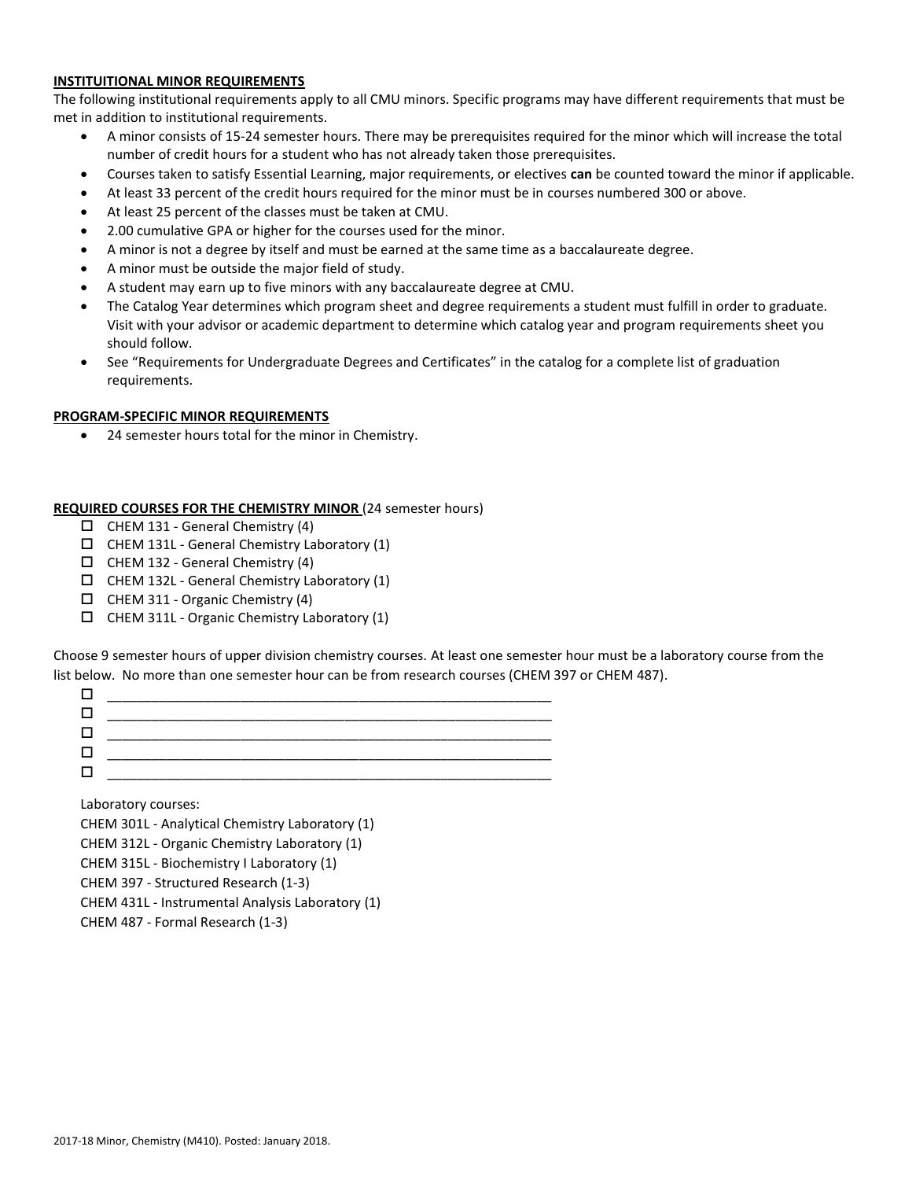**INSTITUITIONAL MINOR REQUIREMENTS**

The following institutional requirements apply to all CMU minors. Specific programs may have different requirements that must be met in addition to institutional requirements.

- A minor consists of 15-24 semester hours. There may be prerequisites required for the minor which will increase the total number of credit hours for a student who has not already taken those prerequisites.
- Courses taken to satisfy Essential Learning, major requirements, or electives **can** be counted toward the minor if applicable.
- At least 33 percent of the credit hours required for the minor must be in courses numbered 300 or above.
- At least 25 percent of the classes must be taken at CMU.
- 2.00 cumulative GPA or higher for the courses used for the minor.
- A minor is not a degree by itself and must be earned at the same time as a baccalaureate degree.
- A minor must be outside the major field of study.
- A student may earn up to five minors with any baccalaureate degree at CMU.
- The Catalog Year determines which program sheet and degree requirements a student must fulfill in order to graduate. Visit with your advisor or academic department to determine which catalog year and program requirements sheet you should follow.
- See "Requirements for Undergraduate Degrees and Certificates" in the catalog for a complete list of graduation requirements.

**PROGRAM-SPECIFIC MINOR REQUIREMENTS**

- 24 semester hours total for the minor in Chemistry.

**REQUIRED COURSES FOR THE CHEMISTRY MINOR** (24 semester hours)

- ☐ CHEM 131 - General Chemistry (4)
- ☐ CHEM 131L - General Chemistry Laboratory (1)
- ☐ CHEM 132 - General Chemistry (4)
- ☐ CHEM 132L - General Chemistry Laboratory (1)
- ☐ CHEM 311 - Organic Chemistry (4)
- ☐ CHEM 311L - Organic Chemistry Laboratory (1)

Choose 9 semester hours of upper division chemistry courses. At least one semester hour must be a laboratory course from the list below. No more than one semester hour can be from research courses (CHEM 397 or CHEM 487).

- ☐ ____________________________________________
- ☐ ____________________________________________
- ☐ ____________________________________________
- ☐ ____________________________________________
- ☐ ____________________________________________

Laboratory courses:

CHEM 301L - Analytical Chemistry Laboratory (1)
CHEM 312L - Organic Chemistry Laboratory (1)
CHEM 315L - Biochemistry I Laboratory (1)
CHEM 397 - Structured Research (1-3)
CHEM 431L - Instrumental Analysis Laboratory (1)
CHEM 487 - Formal Research (1-3)